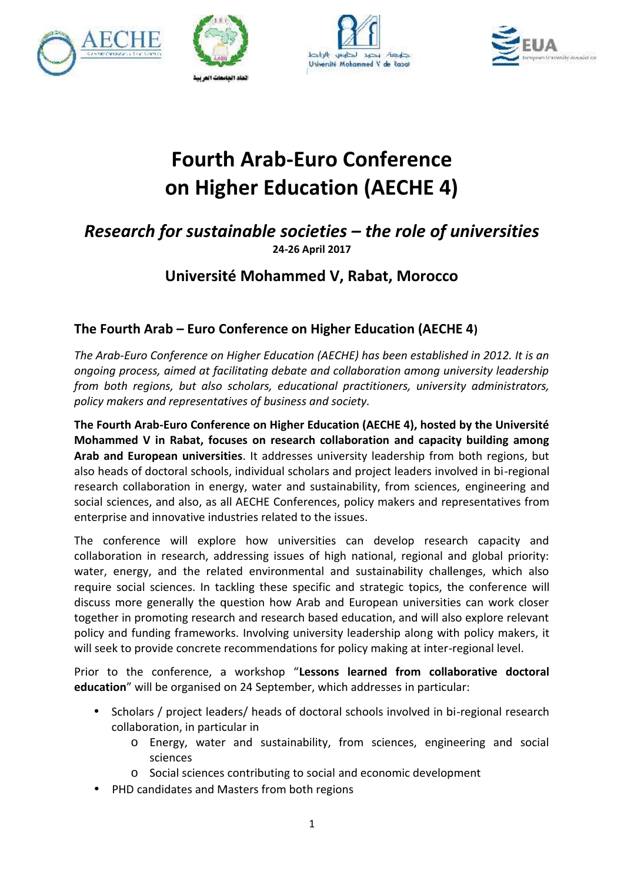# Fourth Arab-Euro Conference on Higher Education (AECHE 4)

## *Research for sustainable societies – the role of universities*

**24-26 April 2017**

## Université Mohammed V, Rabat, Morocco

### The Fourth Arab – Euro Conference on Higher Education (AECHE 4)

*The Arab-Euro Conference on Higher Education (AECHE) has been established in 2012. It is an ongoing process, aimed at facilitating debate and collaboration among university leadership from both regions, but also scholars, educational practitioners, university administrators, policy makers and representatives of business and society.*

**The Fourth Arab-Euro Conference on Higher Education (AECHE 4), hosted by the Université Mohammed V in Rabat, focuses on research collaboration and capacity building among Arab and European universities**. It addresses university leadership from both regions, but also heads of doctoral schools, individual scholars and project leaders involved in bi-regional research collaboration in energy, water and sustainability, from sciences, engineering and social sciences, and also, as all AECHE Conferences, policy makers and representatives from enterprise and innovative industries related to the issues.

The conference will explore how universities can develop research capacity and collaboration in research, addressing issues of high national, regional and global priority: water, energy, and the related environmental and sustainability challenges, which also require social sciences. In tackling these specific and strategic topics, the conference will discuss more generally the question how Arab and European universities can work closer together in promoting research and research based education, and will also explore relevant policy and funding frameworks. Involving university leadership along with policy makers, it will seek to provide concrete recommendations for policy making at inter-regional level.

Prior to the conference, a workshop "**Lessons learned from collaborative doctoral education**" will be organised on 24 September, which addresses in particular:

- Scholars / project leaders/ heads of doctoral schools involved in bi-regional research collaboration, in particular in
  - Energy, water and sustainability, from sciences, engineering and social sciences
  - Social sciences contributing to social and economic development
- PHD candidates and Masters from both regions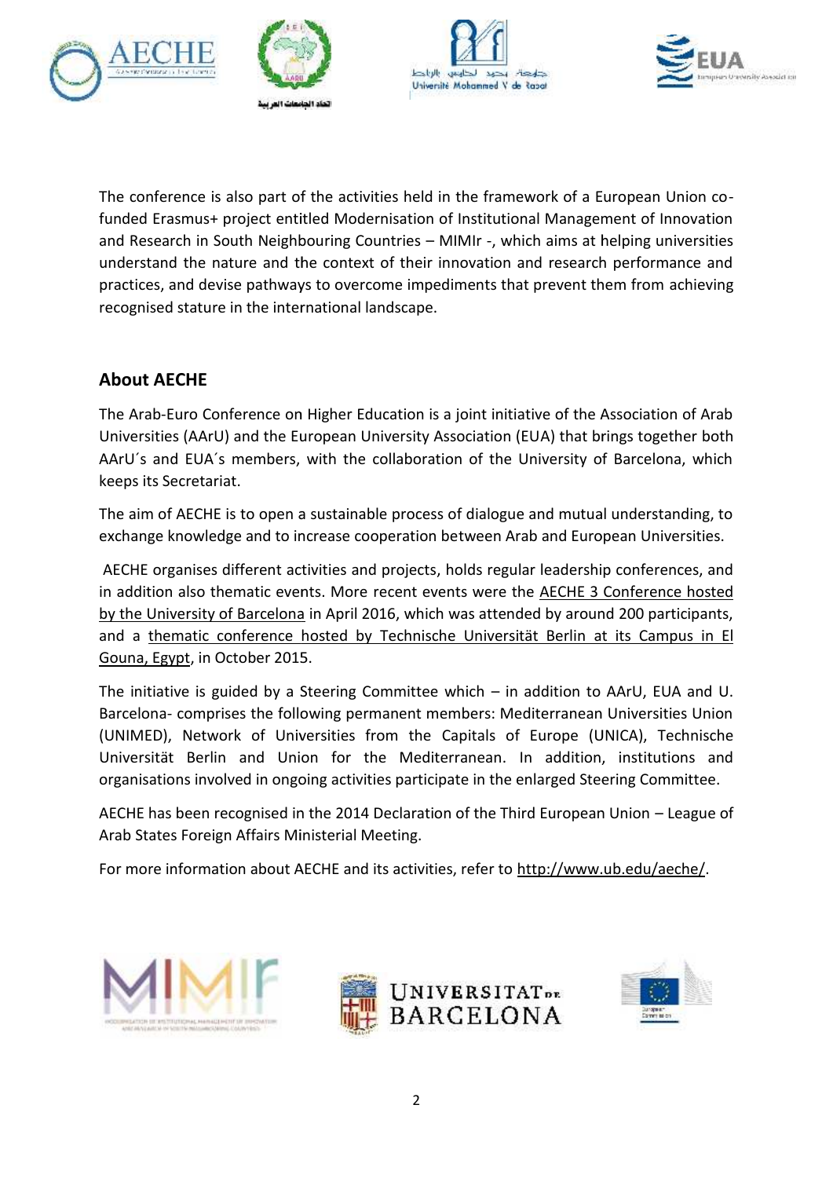The conference is also part of the activities held in the framework of a European Union co-funded Erasmus+ project entitled Modernisation of Institutional Management of Innovation and Research in South Neighbouring Countries – MIMIr -, which aims at helping universities understand the nature and the context of their innovation and research performance and practices, and devise pathways to overcome impediments that prevent them from achieving recognised stature in the international landscape.

## About AECHE

The Arab-Euro Conference on Higher Education is a joint initiative of the Association of Arab Universities (AArU) and the European University Association (EUA) that brings together both AArU´s and EUA´s members, with the collaboration of the University of Barcelona, which keeps its Secretariat.

The aim of AECHE is to open a sustainable process of dialogue and mutual understanding, to exchange knowledge and to increase cooperation between Arab and European Universities.

AECHE organises different activities and projects, holds regular leadership conferences, and in addition also thematic events. More recent events were the AECHE 3 Conference hosted by the University of Barcelona in April 2016, which was attended by around 200 participants, and a thematic conference hosted by Technische Universität Berlin at its Campus in El Gouna, Egypt, in October 2015.

The initiative is guided by a Steering Committee which – in addition to AArU, EUA and U. Barcelona- comprises the following permanent members: Mediterranean Universities Union (UNIMED), Network of Universities from the Capitals of Europe (UNICA), Technische Universität Berlin and Union for the Mediterranean. In addition, institutions and organisations involved in ongoing activities participate in the enlarged Steering Committee.

AECHE has been recognised in the 2014 Declaration of the Third European Union – League of Arab States Foreign Affairs Ministerial Meeting.

For more information about AECHE and its activities, refer to http://www.ub.edu/aeche/.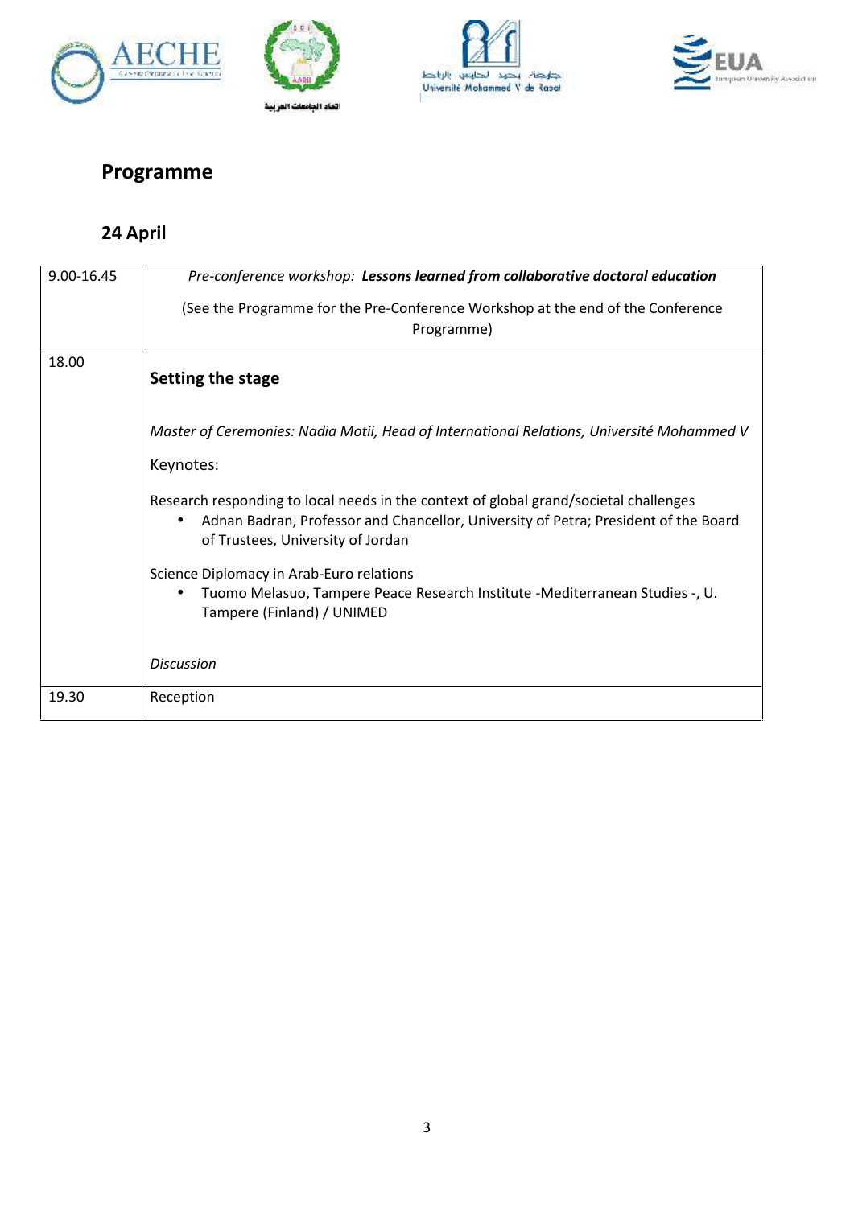# Programme

## 24 April

| | |
|---|---|
| 9.00-16.45 | *Pre-conference workshop:* ***Lessons learned from collaborative doctoral education***<br><br>(See the Programme for the Pre-Conference Workshop at the end of the Conference Programme) |
| 18.00 | **Setting the stage**<br><br>*Master of Ceremonies: Nadia Motii, Head of International Relations, Université Mohammed V*<br><br>Keynotes:<br><br>Research responding to local needs in the context of global grand/societal challenges<br>• Adnan Badran, Professor and Chancellor, University of Petra; President of the Board of Trustees, University of Jordan<br><br>Science Diplomacy in Arab-Euro relations<br>• Tuomo Melasuo, Tampere Peace Research Institute -Mediterranean Studies -, U. Tampere (Finland) / UNIMED<br><br>*Discussion* |
| 19.30 | Reception |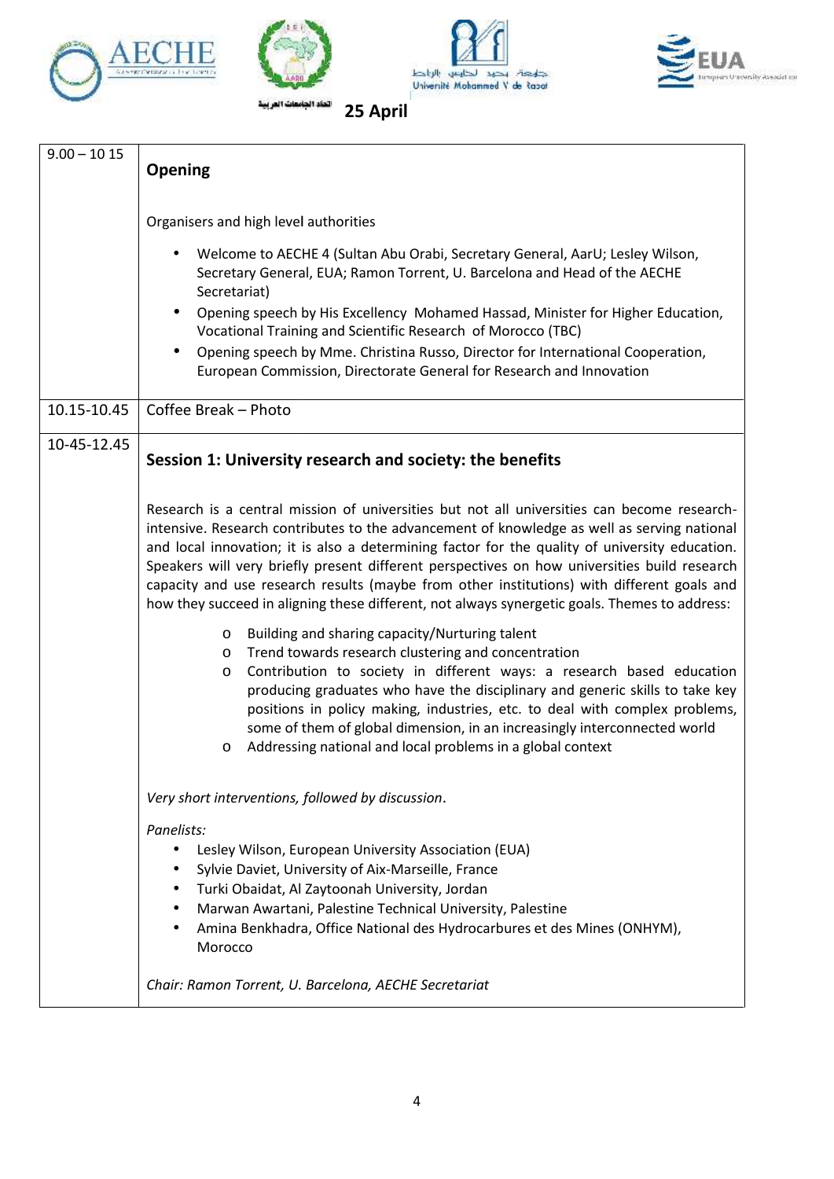## 25 April

| | |
|---|---|
| 9.00 – 10 15 | **Opening**<br><br>Organisers and high level authorities<br><br>• Welcome to AECHE 4 (Sultan Abu Orabi, Secretary General, AarU; Lesley Wilson, Secretary General, EUA; Ramon Torrent, U. Barcelona and Head of the AECHE Secretariat)<br>• Opening speech by His Excellency Mohamed Hassad, Minister for Higher Education, Vocational Training and Scientific Research of Morocco (TBC)<br>• Opening speech by Mme. Christina Russo, Director for International Cooperation, European Commission, Directorate General for Research and Innovation |
| 10.15-10.45 | Coffee Break – Photo |
| 10-45-12.45 | **Session 1: University research and society: the benefits**<br><br>Research is a central mission of universities but not all universities can become research-intensive. Research contributes to the advancement of knowledge as well as serving national and local innovation; it is also a determining factor for the quality of university education. Speakers will very briefly present different perspectives on how universities build research capacity and use research results (maybe from other institutions) with different goals and how they succeed in aligning these different, not always synergetic goals. Themes to address:<br><br>o Building and sharing capacity/Nurturing talent<br>o Trend towards research clustering and concentration<br>o Contribution to society in different ways: a research based education producing graduates who have the disciplinary and generic skills to take key positions in policy making, industries, etc. to deal with complex problems, some of them of global dimension, in an increasingly interconnected world<br>o Addressing national and local problems in a global context<br><br>*Very short interventions, followed by discussion*.<br><br>*Panelists:*<br>• Lesley Wilson, European University Association (EUA)<br>• Sylvie Daviet, University of Aix-Marseille, France<br>• Turki Obaidat, Al Zaytoonah University, Jordan<br>• Marwan Awartani, Palestine Technical University, Palestine<br>• Amina Benkhadra, Office National des Hydrocarbures et des Mines (ONHYM), Morocco<br><br>*Chair: Ramon Torrent, U. Barcelona, AECHE Secretariat* |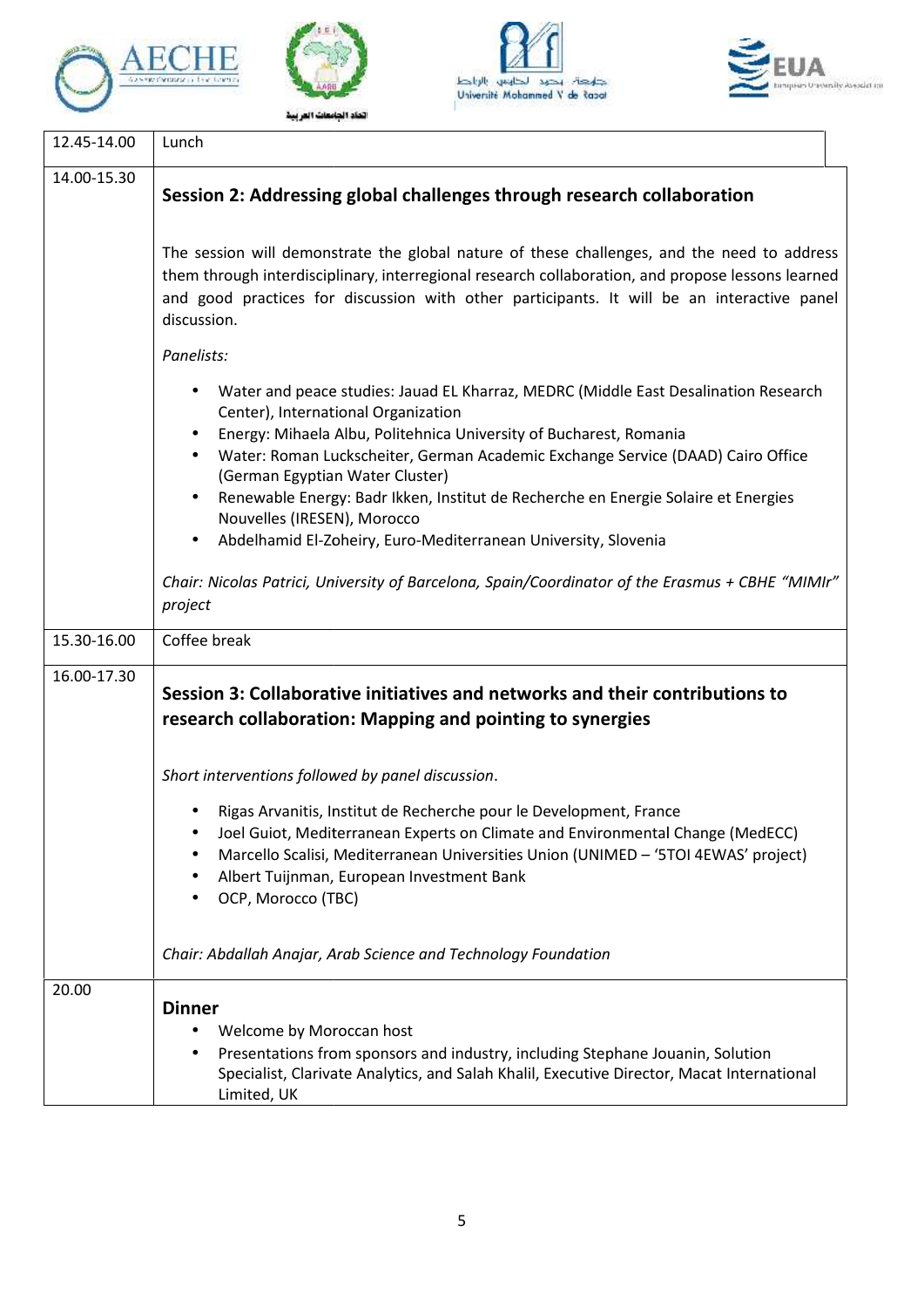| Time | Programme |
|---|---|
| 12.45-14.00 | Lunch |
| 14.00-15.30 | **Session 2: Addressing global challenges through research collaboration**<br><br>The session will demonstrate the global nature of these challenges, and the need to address them through interdisciplinary, interregional research collaboration, and propose lessons learned and good practices for discussion with other participants. It will be an interactive panel discussion.<br><br>*Panelists:*<br>• Water and peace studies: Jauad EL Kharraz, MEDRC (Middle East Desalination Research Center), International Organization<br>• Energy: Mihaela Albu, Politehnica University of Bucharest, Romania<br>• Water: Roman Luckscheiter, German Academic Exchange Service (DAAD) Cairo Office (German Egyptian Water Cluster)<br>• Renewable Energy: Badr Ikken, Institut de Recherche en Energie Solaire et Energies Nouvelles (IRESEN), Morocco<br>• Abdelhamid El-Zoheiry, Euro-Mediterranean University, Slovenia<br><br>*Chair: Nicolas Patrici, University of Barcelona, Spain/Coordinator of the Erasmus + CBHE "MIMIr" project* |
| 15.30-16.00 | Coffee break |
| 16.00-17.30 | **Session 3: Collaborative initiatives and networks and their contributions to research collaboration: Mapping and pointing to synergies**<br><br>*Short interventions followed by panel discussion.*<br><br>• Rigas Arvanitis, Institut de Recherche pour le Development, France<br>• Joel Guiot, Mediterranean Experts on Climate and Environmental Change (MedECC)<br>• Marcello Scalisi, Mediterranean Universities Union (UNIMED – '5TOI 4EWAS' project)<br>• Albert Tuijnman, European Investment Bank<br>• OCP, Morocco (TBC)<br><br>*Chair: Abdallah Anajar, Arab Science and Technology Foundation* |
| 20.00 | **Dinner**<br>• Welcome by Moroccan host<br>• Presentations from sponsors and industry, including Stephane Jouanin, Solution Specialist, Clarivate Analytics, and Salah Khalil, Executive Director, Macat International Limited, UK |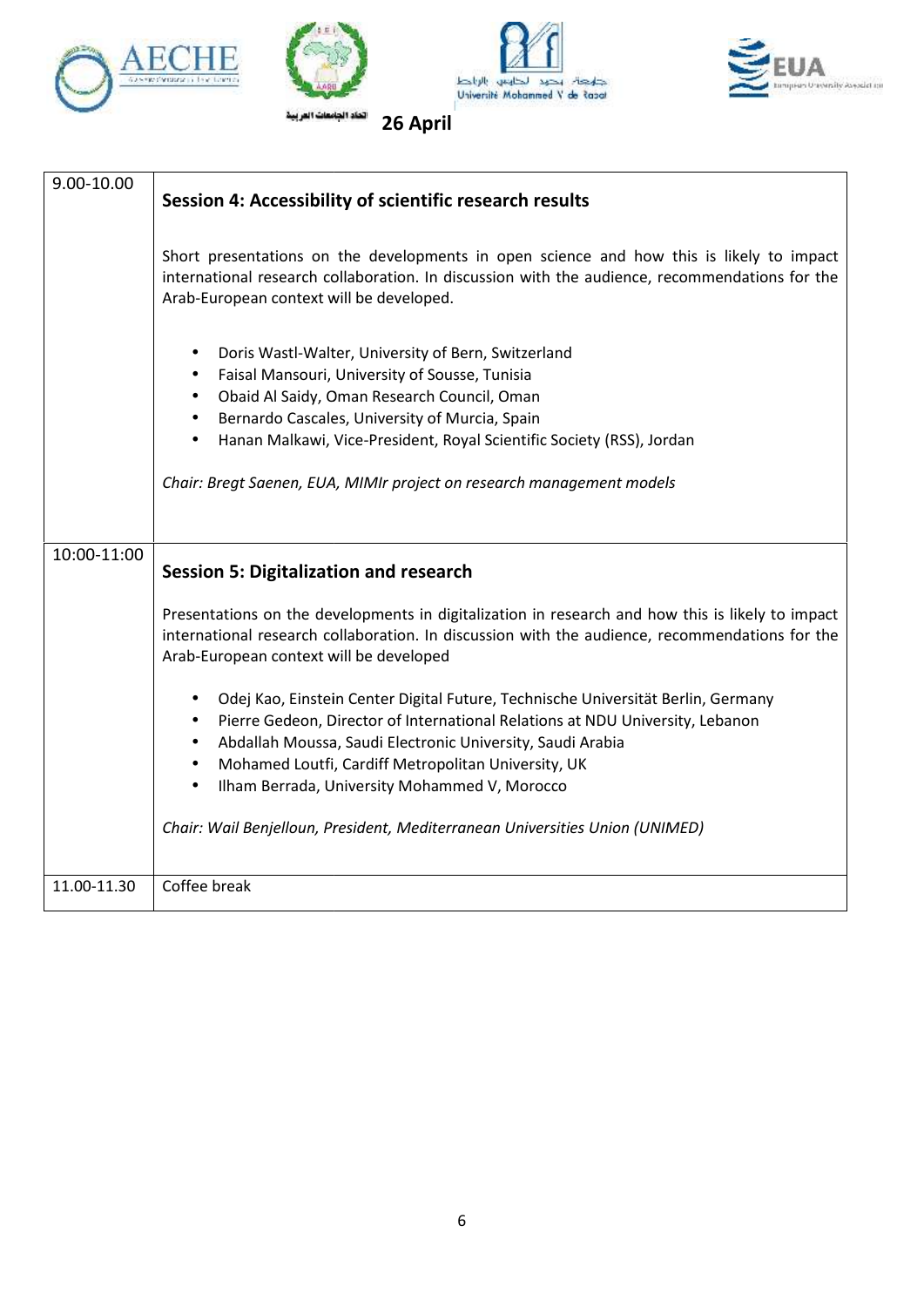## 26 April

| | |
|---|---|
| 9.00-10.00 | **Session 4: Accessibility of scientific research results**<br><br>Short presentations on the developments in open science and how this is likely to impact international research collaboration. In discussion with the audience, recommendations for the Arab-European context will be developed.<br><br>• Doris Wastl-Walter, University of Bern, Switzerland<br>• Faisal Mansouri, University of Sousse, Tunisia<br>• Obaid Al Saidy, Oman Research Council, Oman<br>• Bernardo Cascales, University of Murcia, Spain<br>• Hanan Malkawi, Vice-President, Royal Scientific Society (RSS), Jordan<br><br>*Chair: Bregt Saenen, EUA, MIMIr project on research management models* |
| 10:00-11:00 | **Session 5: Digitalization and research**<br><br>Presentations on the developments in digitalization in research and how this is likely to impact international research collaboration. In discussion with the audience, recommendations for the Arab-European context will be developed<br><br>• Odej Kao, Einstein Center Digital Future, Technische Universität Berlin, Germany<br>• Pierre Gedeon, Director of International Relations at NDU University, Lebanon<br>• Abdallah Moussa, Saudi Electronic University, Saudi Arabia<br>• Mohamed Loutfi, Cardiff Metropolitan University, UK<br>• Ilham Berrada, University Mohammed V, Morocco<br><br>*Chair: Wail Benjelloun, President, Mediterranean Universities Union (UNIMED)* |
| 11.00-11.30 | Coffee break |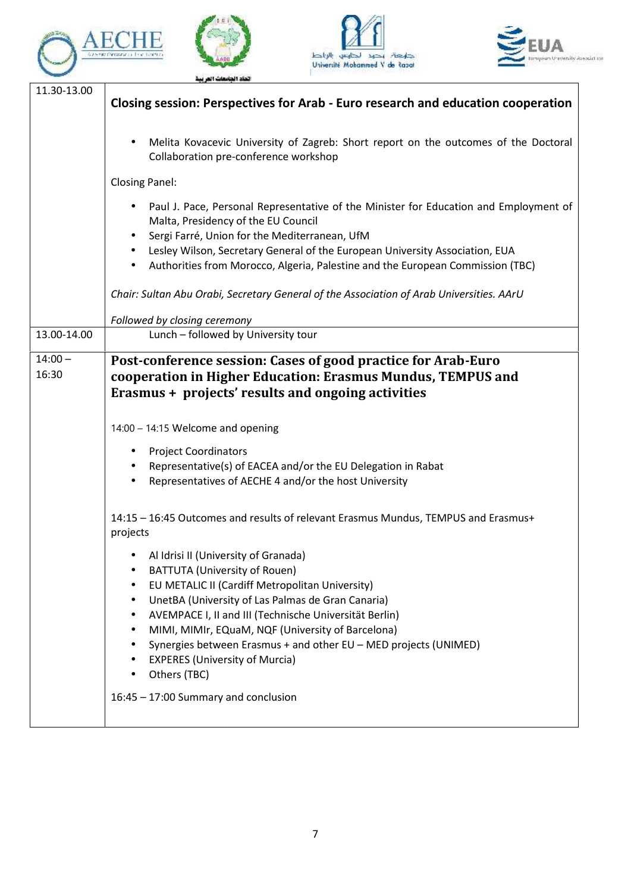| | |
|---|---|
| 11.30-13.00 | **Closing session: Perspectives for Arab - Euro research and education cooperation**<br><br>• Melita Kovacevic University of Zagreb: Short report on the outcomes of the Doctoral Collaboration pre-conference workshop<br><br>Closing Panel:<br><br>• Paul J. Pace, Personal Representative of the Minister for Education and Employment of Malta, Presidency of the EU Council<br>• Sergi Farré, Union for the Mediterranean, UfM<br>• Lesley Wilson, Secretary General of the European University Association, EUA<br>• Authorities from Morocco, Algeria, Palestine and the European Commission (TBC)<br><br>*Chair: Sultan Abu Orabi, Secretary General of the Association of Arab Universities. AArU*<br><br>*Followed by closing ceremony* |
| 13.00-14.00 | Lunch – followed by University tour |
| 14:00 – 16:30 | **Post-conference session: Cases of good practice for Arab-Euro cooperation in Higher Education: Erasmus Mundus, TEMPUS and Erasmus + projects' results and ongoing activities**<br><br>14:00 – 14:15 Welcome and opening<br><br>• Project Coordinators<br>• Representative(s) of EACEA and/or the EU Delegation in Rabat<br>• Representatives of AECHE 4 and/or the host University<br><br>14:15 – 16:45 Outcomes and results of relevant Erasmus Mundus, TEMPUS and Erasmus+ projects<br><br>• Al Idrisi II (University of Granada)<br>• BATTUTA (University of Rouen)<br>• EU METALIC II (Cardiff Metropolitan University)<br>• UnetBA (University of Las Palmas de Gran Canaria)<br>• AVEMPACE I, II and III (Technische Universität Berlin)<br>• MIMI, MIMIr, EQuaM, NQF (University of Barcelona)<br>• Synergies between Erasmus + and other EU – MED projects (UNIMED)<br>• EXPERES (University of Murcia)<br>• Others (TBC)<br><br>16:45 – 17:00 Summary and conclusion |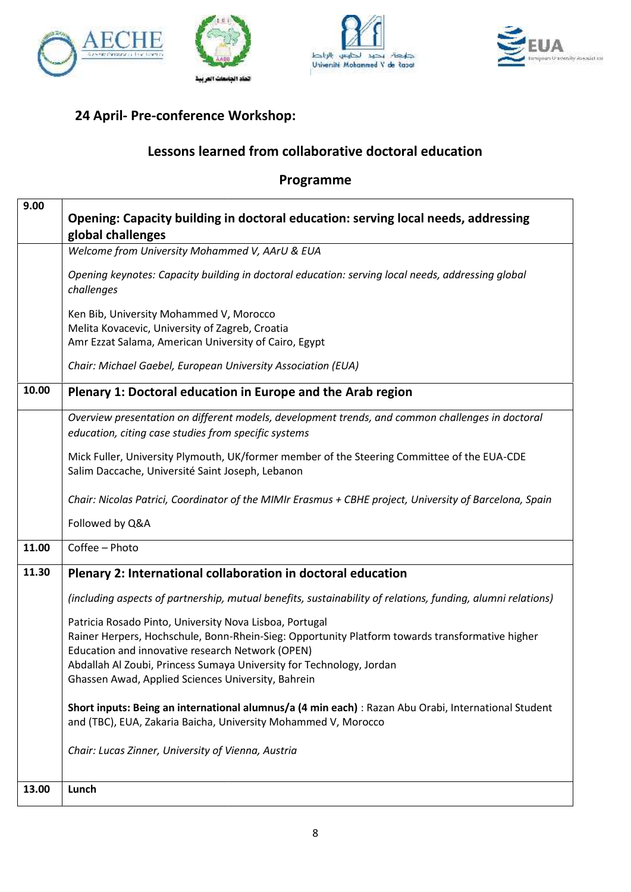## 24 April- Pre-conference Workshop:

### Lessons learned from collaborative doctoral education

### Programme

| | |
|---|---|
| **9.00** | **Opening: Capacity building in doctoral education: serving local needs, addressing global challenges** |
| | *Welcome from University Mohammed V, AArU & EUA*<br><br>*Opening keynotes: Capacity building in doctoral education: serving local needs, addressing global challenges*<br><br>Ken Bib, University Mohammed V, Morocco<br>Melita Kovacevic, University of Zagreb, Croatia<br>Amr Ezzat Salama, American University of Cairo, Egypt<br><br>*Chair: Michael Gaebel, European University Association (EUA)* |
| **10.00** | **Plenary 1: Doctoral education in Europe and the Arab region** |
| | *Overview presentation on different models, development trends, and common challenges in doctoral education, citing case studies from specific systems*<br><br>Mick Fuller, University Plymouth, UK/former member of the Steering Committee of the EUA-CDE<br>Salim Daccache, Université Saint Joseph, Lebanon<br><br>*Chair: Nicolas Patrici, Coordinator of the MIMIr Erasmus + CBHE project, University of Barcelona, Spain*<br><br>Followed by Q&A |
| **11.00** | Coffee – Photo |
| **11.30** | **Plenary 2: International collaboration in doctoral education**<br><br>*(including aspects of partnership, mutual benefits, sustainability of relations, funding, alumni relations)*<br><br>Patricia Rosado Pinto, University Nova Lisboa, Portugal<br>Rainer Herpers, Hochschule, Bonn-Rhein-Sieg: Opportunity Platform towards transformative higher Education and innovative research Network (OPEN)<br>Abdallah Al Zoubi, Princess Sumaya University for Technology, Jordan<br>Ghassen Awad, Applied Sciences University, Bahrein<br><br>**Short inputs: Being an international alumnus/a (4 min each)** : Razan Abu Orabi, International Student and (TBC), EUA, Zakaria Baicha, University Mohammed V, Morocco<br><br>*Chair: Lucas Zinner, University of Vienna, Austria* |
| **13.00** | **Lunch** |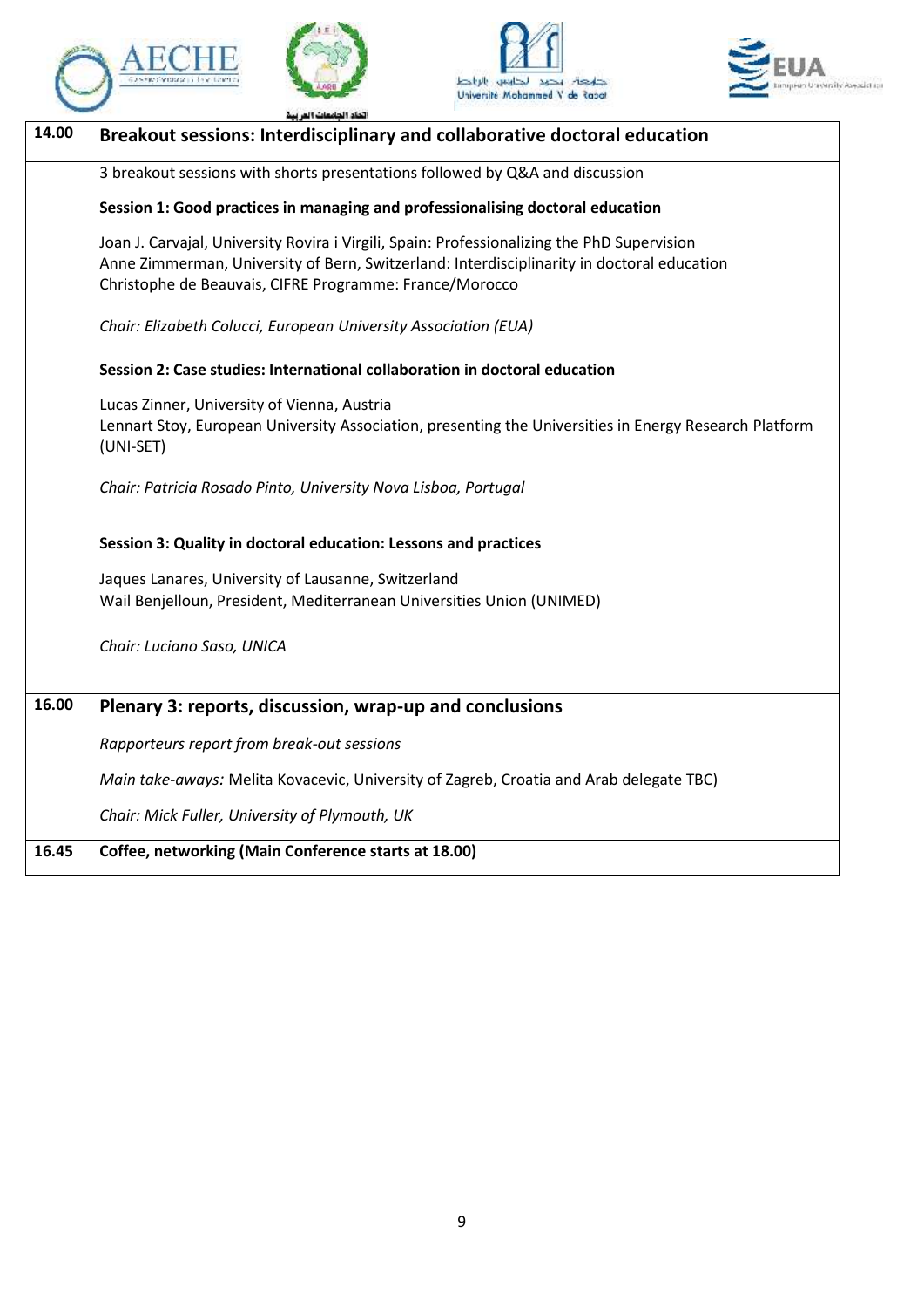| | |
|---|---|
| **14.00** | **Breakout sessions: Interdisciplinary and collaborative doctoral education**<br><br>3 breakout sessions with shorts presentations followed by Q&A and discussion<br><br>**Session 1: Good practices in managing and professionalising doctoral education**<br><br>Joan J. Carvajal, University Rovira i Virgili, Spain: Professionalizing the PhD Supervision<br>Anne Zimmerman, University of Bern, Switzerland: Interdisciplinarity in doctoral education<br>Christophe de Beauvais, CIFRE Programme: France/Morocco<br><br>*Chair: Elizabeth Colucci, European University Association (EUA)*<br><br>**Session 2: Case studies: International collaboration in doctoral education**<br><br>Lucas Zinner, University of Vienna, Austria<br>Lennart Stoy, European University Association, presenting the Universities in Energy Research Platform (UNI-SET)<br><br>*Chair: Patricia Rosado Pinto, University Nova Lisboa, Portugal*<br><br>**Session 3: Quality in doctoral education: Lessons and practices**<br><br>Jaques Lanares, University of Lausanne, Switzerland<br>Wail Benjelloun, President, Mediterranean Universities Union (UNIMED)<br><br>*Chair: Luciano Saso, UNICA* |
| **16.00** | **Plenary 3: reports, discussion, wrap-up and conclusions**<br><br>*Rapporteurs report from break-out sessions*<br><br>*Main take-aways:* Melita Kovacevic, University of Zagreb, Croatia and Arab delegate TBC)<br><br>*Chair: Mick Fuller, University of Plymouth, UK* |
| **16.45** | **Coffee, networking (Main Conference starts at 18.00)** |